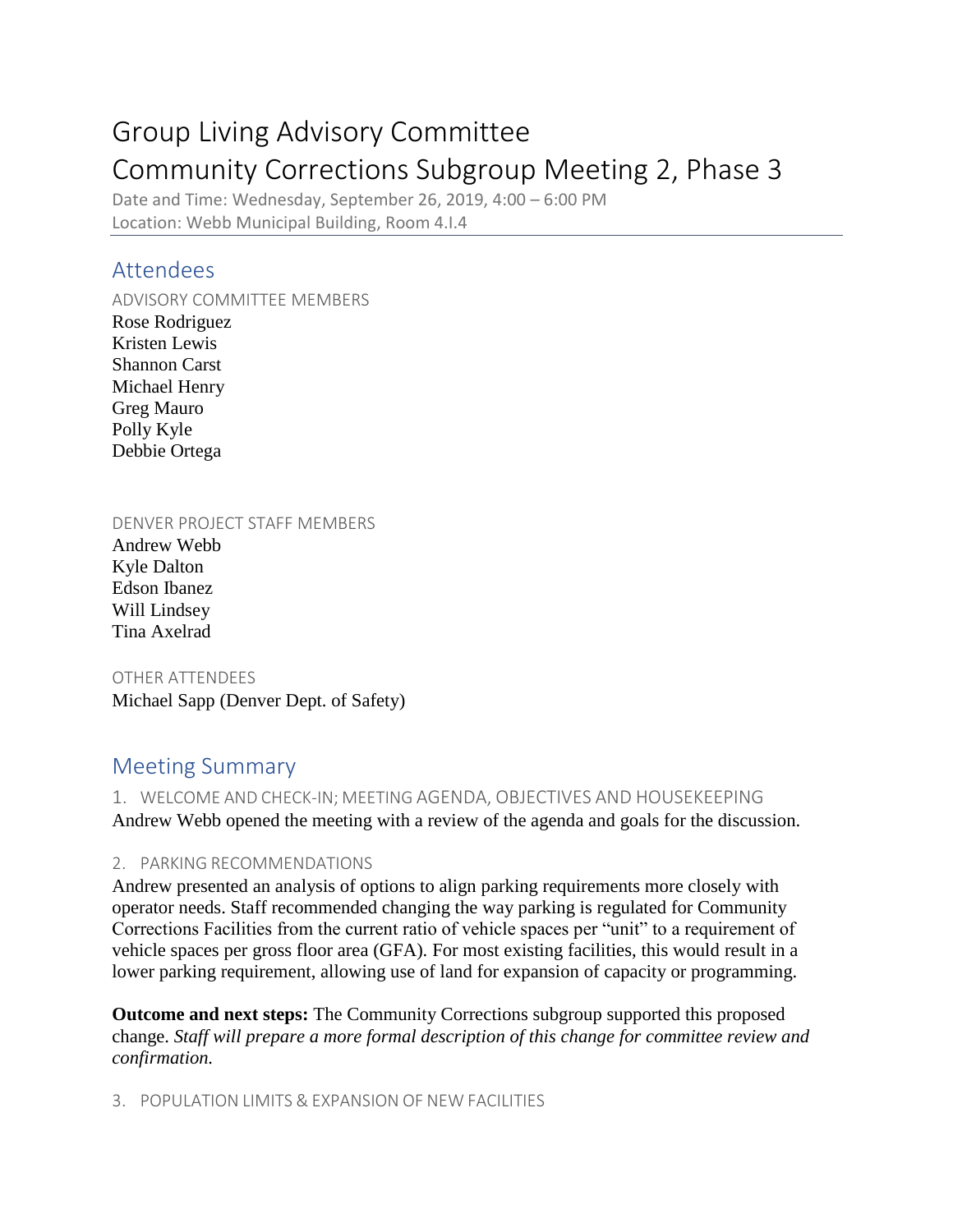# Group Living Advisory Committee

# Community Corrections Subgroup Meeting 2, Phase 3

Date and Time: Wednesday, September 26, 2019, 4:00 – 6:00 PM
Location: Webb Municipal Building, Room 4.I.4

## Attendees

### ADVISORY COMMITTEE MEMBERS

Rose Rodriguez
Kristen Lewis
Shannon Carst
Michael Henry
Greg Mauro
Polly Kyle
Debbie Ortega

### DENVER PROJECT STAFF MEMBERS

Andrew Webb
Kyle Dalton
Edson Ibanez
Will Lindsey
Tina Axelrad

### OTHER ATTENDEES

Michael Sapp (Denver Dept. of Safety)

## Meeting Summary

### 1. WELCOME AND CHECK-IN; MEETING AGENDA, OBJECTIVES AND HOUSEKEEPING

Andrew Webb opened the meeting with a review of the agenda and goals for the discussion.

### 2. PARKING RECOMMENDATIONS

Andrew presented an analysis of options to align parking requirements more closely with operator needs. Staff recommended changing the way parking is regulated for Community Corrections Facilities from the current ratio of vehicle spaces per "unit" to a requirement of vehicle spaces per gross floor area (GFA). For most existing facilities, this would result in a lower parking requirement, allowing use of land for expansion of capacity or programming.

**Outcome and next steps:** The Community Corrections subgroup supported this proposed change. *Staff will prepare a more formal description of this change for committee review and confirmation.*

### 3. POPULATION LIMITS & EXPANSION OF NEW FACILITIES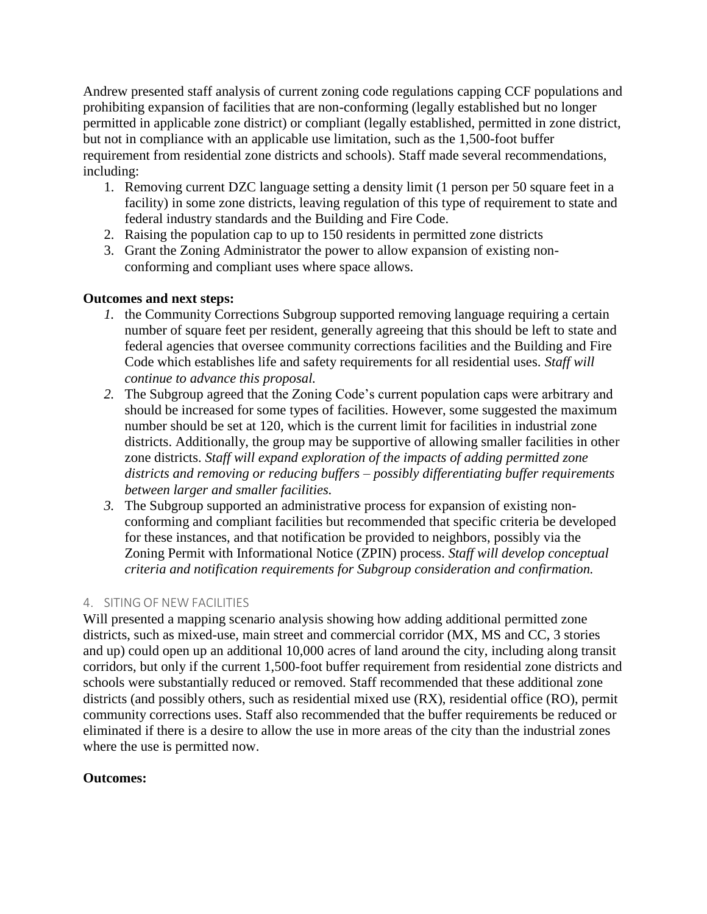Andrew presented staff analysis of current zoning code regulations capping CCF populations and prohibiting expansion of facilities that are non-conforming (legally established but no longer permitted in applicable zone district) or compliant (legally established, permitted in zone district, but not in compliance with an applicable use limitation, such as the 1,500-foot buffer requirement from residential zone districts and schools). Staff made several recommendations, including:

1. Removing current DZC language setting a density limit (1 person per 50 square feet in a facility) in some zone districts, leaving regulation of this type of requirement to state and federal industry standards and the Building and Fire Code.
2. Raising the population cap to up to 150 residents in permitted zone districts
3. Grant the Zoning Administrator the power to allow expansion of existing non-conforming and compliant uses where space allows.

**Outcomes and next steps:**

1. the Community Corrections Subgroup supported removing language requiring a certain number of square feet per resident, generally agreeing that this should be left to state and federal agencies that oversee community corrections facilities and the Building and Fire Code which establishes life and safety requirements for all residential uses. *Staff will continue to advance this proposal.*
2. The Subgroup agreed that the Zoning Code's current population caps were arbitrary and should be increased for some types of facilities. However, some suggested the maximum number should be set at 120, which is the current limit for facilities in industrial zone districts. Additionally, the group may be supportive of allowing smaller facilities in other zone districts. *Staff will expand exploration of the impacts of adding permitted zone districts and removing or reducing buffers – possibly differentiating buffer requirements between larger and smaller facilities.*
3. The Subgroup supported an administrative process for expansion of existing non-conforming and compliant facilities but recommended that specific criteria be developed for these instances, and that notification be provided to neighbors, possibly via the Zoning Permit with Informational Notice (ZPIN) process. *Staff will develop conceptual criteria and notification requirements for Subgroup consideration and confirmation.*

## 4. SITING OF NEW FACILITIES

Will presented a mapping scenario analysis showing how adding additional permitted zone districts, such as mixed-use, main street and commercial corridor (MX, MS and CC, 3 stories and up) could open up an additional 10,000 acres of land around the city, including along transit corridors, but only if the current 1,500-foot buffer requirement from residential zone districts and schools were substantially reduced or removed. Staff recommended that these additional zone districts (and possibly others, such as residential mixed use (RX), residential office (RO), permit community corrections uses. Staff also recommended that the buffer requirements be reduced or eliminated if there is a desire to allow the use in more areas of the city than the industrial zones where the use is permitted now.

**Outcomes:**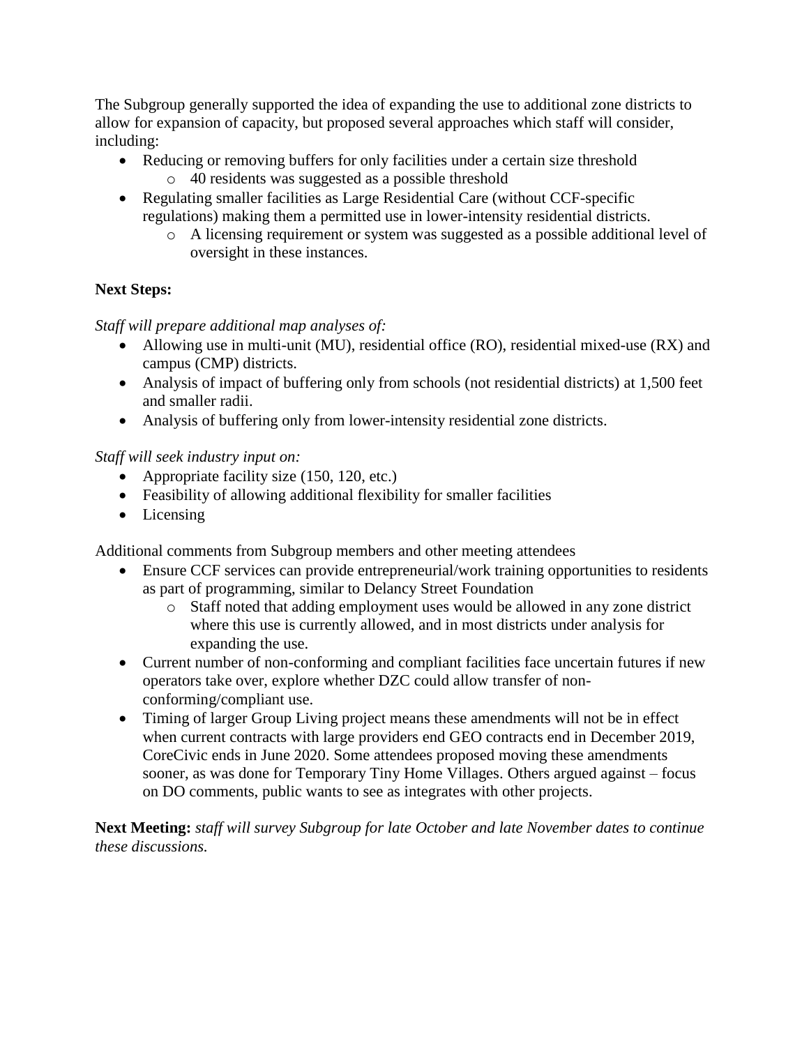The Subgroup generally supported the idea of expanding the use to additional zone districts to allow for expansion of capacity, but proposed several approaches which staff will consider, including:

- Reducing or removing buffers for only facilities under a certain size threshold
  - 40 residents was suggested as a possible threshold
- Regulating smaller facilities as Large Residential Care (without CCF-specific regulations) making them a permitted use in lower-intensity residential districts.
  - A licensing requirement or system was suggested as a possible additional level of oversight in these instances.

**Next Steps:**

*Staff will prepare additional map analyses of:*

- Allowing use in multi-unit (MU), residential office (RO), residential mixed-use (RX) and campus (CMP) districts.
- Analysis of impact of buffering only from schools (not residential districts) at 1,500 feet and smaller radii.
- Analysis of buffering only from lower-intensity residential zone districts.

*Staff will seek industry input on:*

- Appropriate facility size (150, 120, etc.)
- Feasibility of allowing additional flexibility for smaller facilities
- Licensing

Additional comments from Subgroup members and other meeting attendees

- Ensure CCF services can provide entrepreneurial/work training opportunities to residents as part of programming, similar to Delancy Street Foundation
  - Staff noted that adding employment uses would be allowed in any zone district where this use is currently allowed, and in most districts under analysis for expanding the use.
- Current number of non-conforming and compliant facilities face uncertain futures if new operators take over, explore whether DZC could allow transfer of non-conforming/compliant use.
- Timing of larger Group Living project means these amendments will not be in effect when current contracts with large providers end GEO contracts end in December 2019, CoreCivic ends in June 2020. Some attendees proposed moving these amendments sooner, as was done for Temporary Tiny Home Villages. Others argued against – focus on DO comments, public wants to see as integrates with other projects.

**Next Meeting:** *staff will survey Subgroup for late October and late November dates to continue these discussions.*